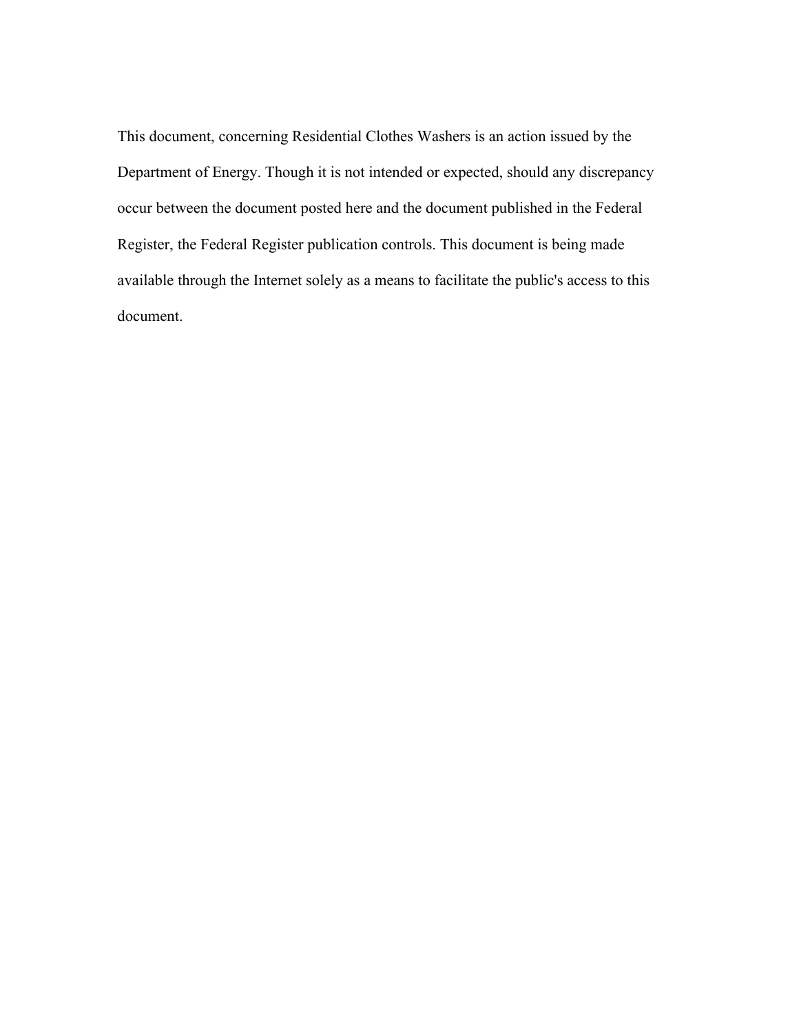This document, concerning Residential Clothes Washers is an action issued by the Department of Energy. Though it is not intended or expected, should any discrepancy occur between the document posted here and the document published in the Federal Register, the Federal Register publication controls. This document is being made available through the Internet solely as a means to facilitate the public's access to this document.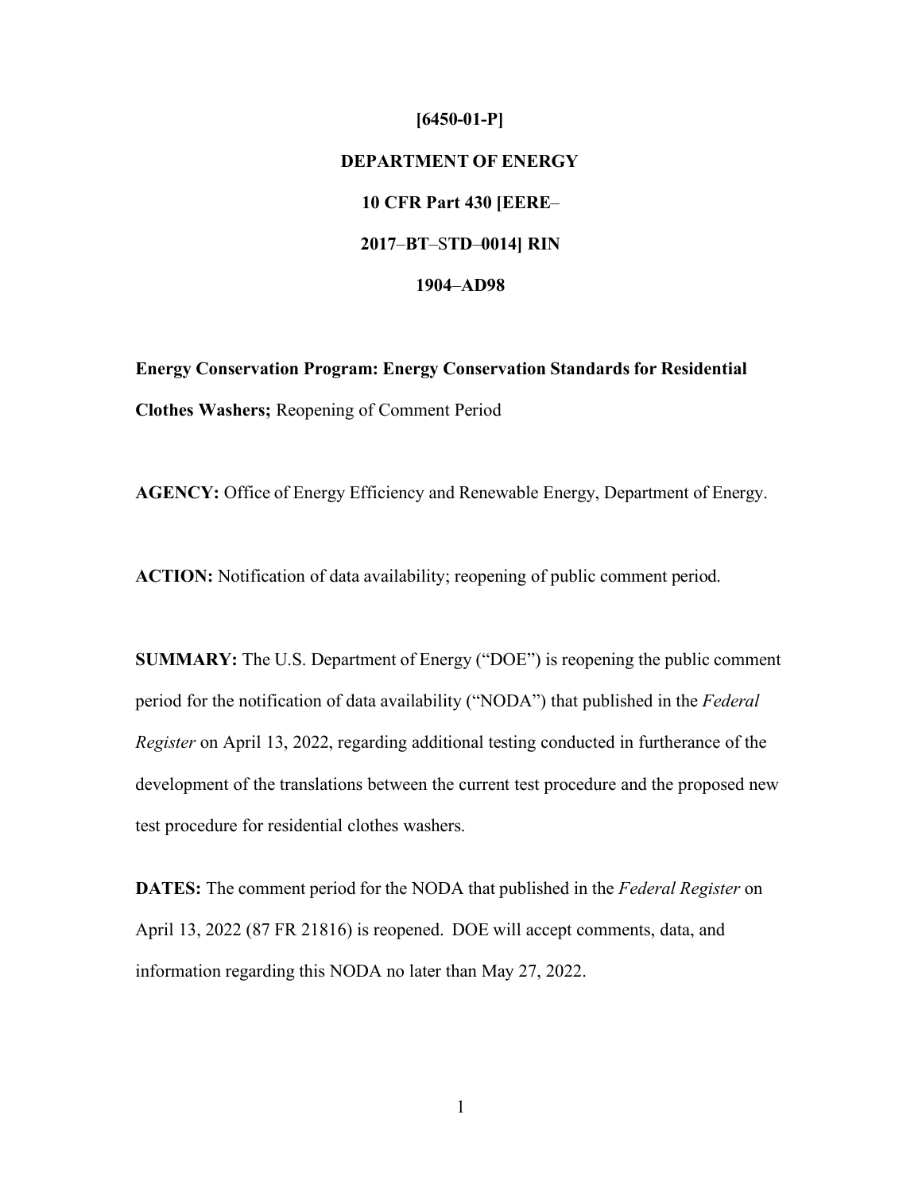**[6450-01-P]**

**DEPARTMENT OF ENERGY**

**10 CFR Part 430 [EERE–2017–BT–STD–0014] RIN 1904–AD98**

**Energy Conservation Program: Energy Conservation Standards for Residential Clothes Washers;** Reopening of Comment Period

**AGENCY:** Office of Energy Efficiency and Renewable Energy, Department of Energy.

**ACTION:** Notification of data availability; reopening of public comment period.

**SUMMARY:** The U.S. Department of Energy ("DOE") is reopening the public comment period for the notification of data availability ("NODA") that published in the *Federal Register* on April 13, 2022, regarding additional testing conducted in furtherance of the development of the translations between the current test procedure and the proposed new test procedure for residential clothes washers.

**DATES:** The comment period for the NODA that published in the *Federal Register* on April 13, 2022 (87 FR 21816) is reopened. DOE will accept comments, data, and information regarding this NODA no later than May 27, 2022.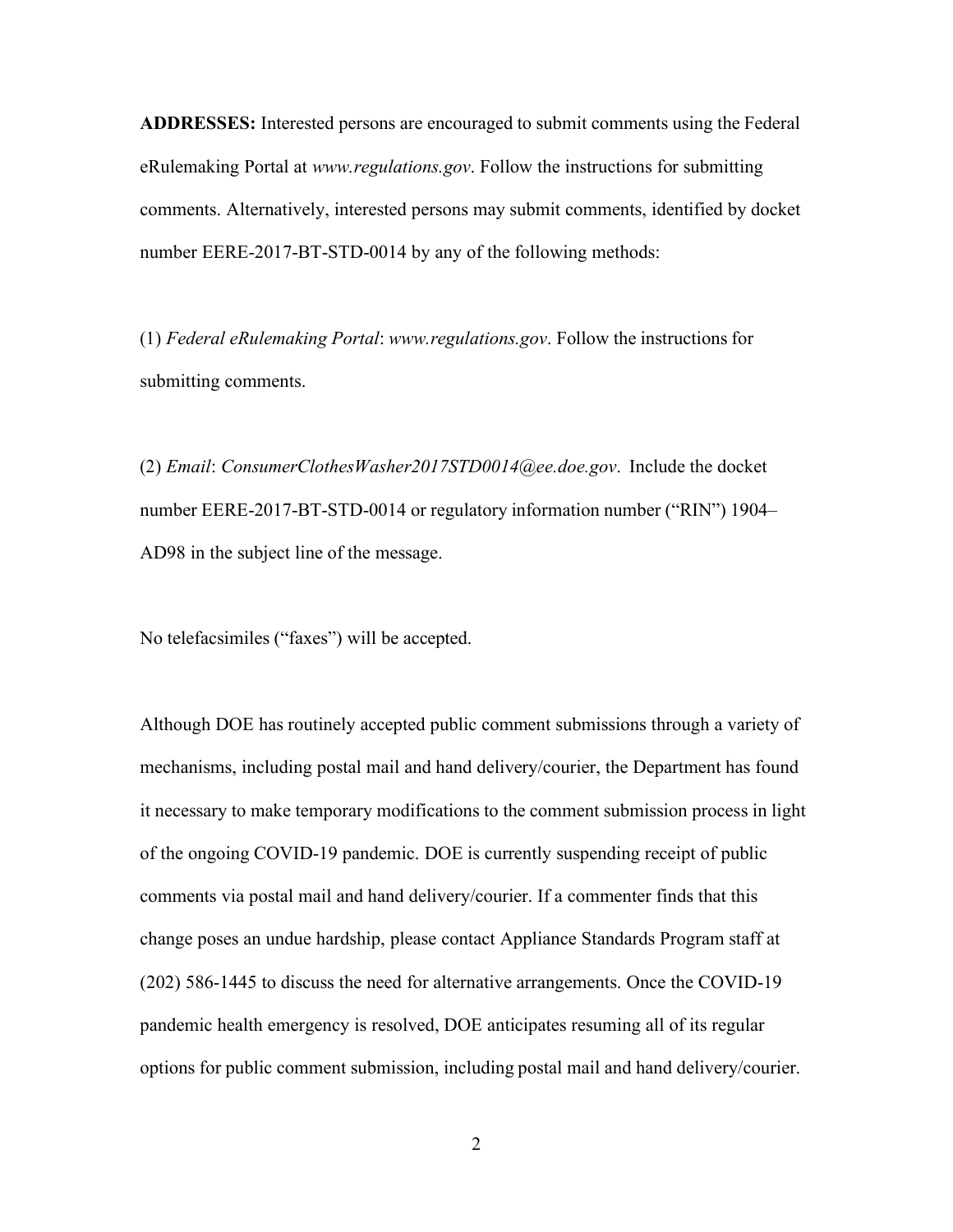**ADDRESSES:** Interested persons are encouraged to submit comments using the Federal eRulemaking Portal at *www.regulations.gov*. Follow the instructions for submitting comments. Alternatively, interested persons may submit comments, identified by docket number EERE-2017-BT-STD-0014 by any of the following methods:

(1) *Federal eRulemaking Portal*: *www.regulations.gov*. Follow the instructions for submitting comments.

(2) *Email*: *ConsumerClothesWasher2017STD0014@ee.doe.gov*. Include the docket number EERE-2017-BT-STD-0014 or regulatory information number ("RIN") 1904–AD98 in the subject line of the message.

No telefacsimiles ("faxes") will be accepted.

Although DOE has routinely accepted public comment submissions through a variety of mechanisms, including postal mail and hand delivery/courier, the Department has found it necessary to make temporary modifications to the comment submission process in light of the ongoing COVID-19 pandemic. DOE is currently suspending receipt of public comments via postal mail and hand delivery/courier. If a commenter finds that this change poses an undue hardship, please contact Appliance Standards Program staff at (202) 586-1445 to discuss the need for alternative arrangements. Once the COVID-19 pandemic health emergency is resolved, DOE anticipates resuming all of its regular options for public comment submission, including postal mail and hand delivery/courier.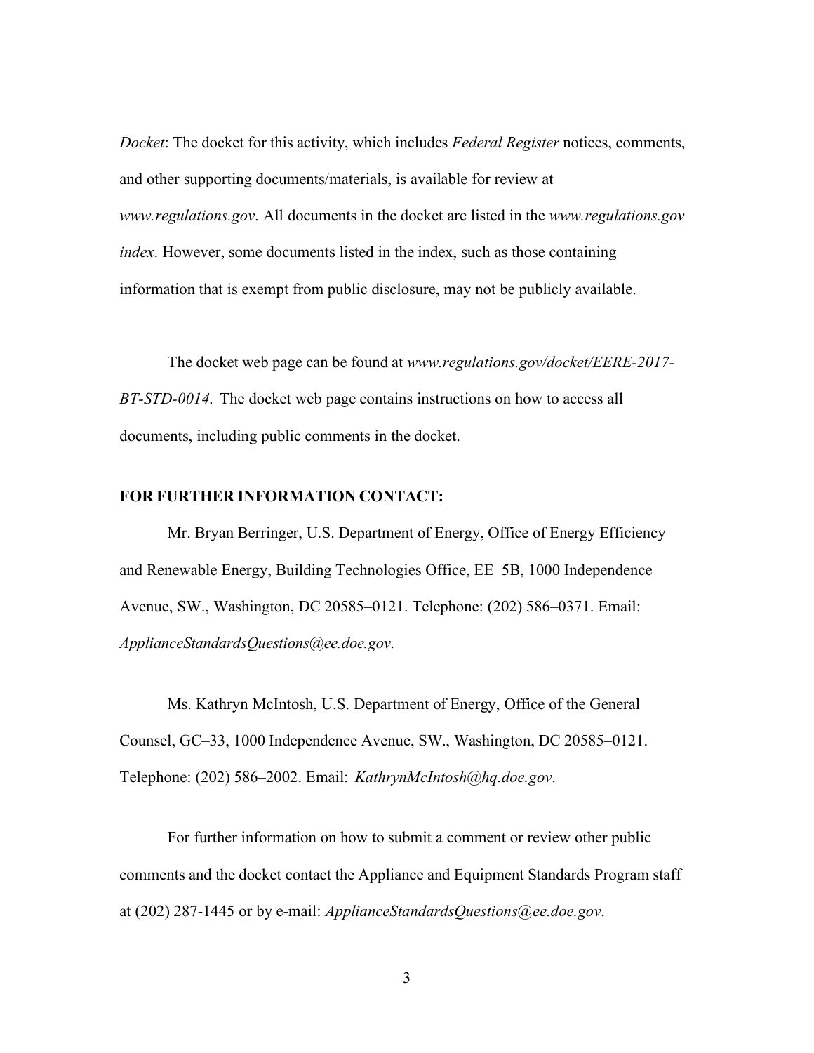*Docket*: The docket for this activity, which includes *Federal Register* notices, comments, and other supporting documents/materials, is available for review at *www.regulations.gov*. All documents in the docket are listed in the *www.regulations.gov index*. However, some documents listed in the index, such as those containing information that is exempt from public disclosure, may not be publicly available.

The docket web page can be found at *www.regulations.gov/docket/EERE-2017-BT-STD-0014.* The docket web page contains instructions on how to access all documents, including public comments in the docket.

**FOR FURTHER INFORMATION CONTACT:**

Mr. Bryan Berringer, U.S. Department of Energy, Office of Energy Efficiency and Renewable Energy, Building Technologies Office, EE–5B, 1000 Independence Avenue, SW., Washington, DC 20585–0121. Telephone: (202) 586–0371. Email: *ApplianceStandardsQuestions@ee.doe.gov*.

Ms. Kathryn McIntosh, U.S. Department of Energy, Office of the General Counsel, GC–33, 1000 Independence Avenue, SW., Washington, DC 20585–0121. Telephone: (202) 586–2002. Email: *KathrynMcIntosh@hq.doe.gov*.

For further information on how to submit a comment or review other public comments and the docket contact the Appliance and Equipment Standards Program staff at (202) 287-1445 or by e-mail: *ApplianceStandardsQuestions@ee.doe.gov*.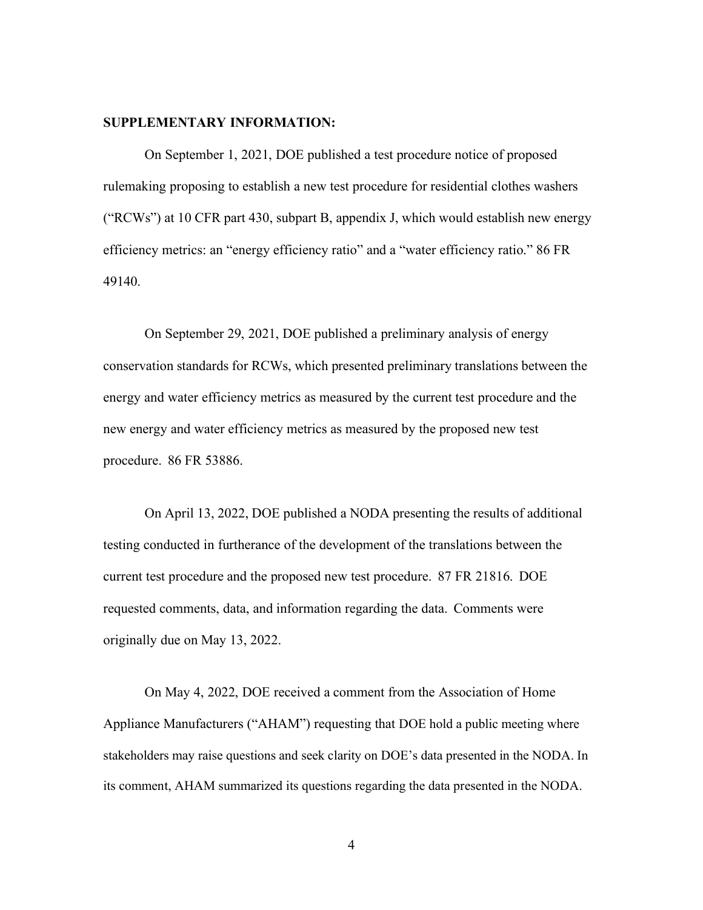**SUPPLEMENTARY INFORMATION:**

On September 1, 2021, DOE published a test procedure notice of proposed rulemaking proposing to establish a new test procedure for residential clothes washers ("RCWs") at 10 CFR part 430, subpart B, appendix J, which would establish new energy efficiency metrics: an "energy efficiency ratio" and a "water efficiency ratio." 86 FR 49140.

On September 29, 2021, DOE published a preliminary analysis of energy conservation standards for RCWs, which presented preliminary translations between the energy and water efficiency metrics as measured by the current test procedure and the new energy and water efficiency metrics as measured by the proposed new test procedure. 86 FR 53886.

On April 13, 2022, DOE published a NODA presenting the results of additional testing conducted in furtherance of the development of the translations between the current test procedure and the proposed new test procedure. 87 FR 21816. DOE requested comments, data, and information regarding the data. Comments were originally due on May 13, 2022.

On May 4, 2022, DOE received a comment from the Association of Home Appliance Manufacturers ("AHAM") requesting that DOE hold a public meeting where stakeholders may raise questions and seek clarity on DOE's data presented in the NODA. In its comment, AHAM summarized its questions regarding the data presented in the NODA.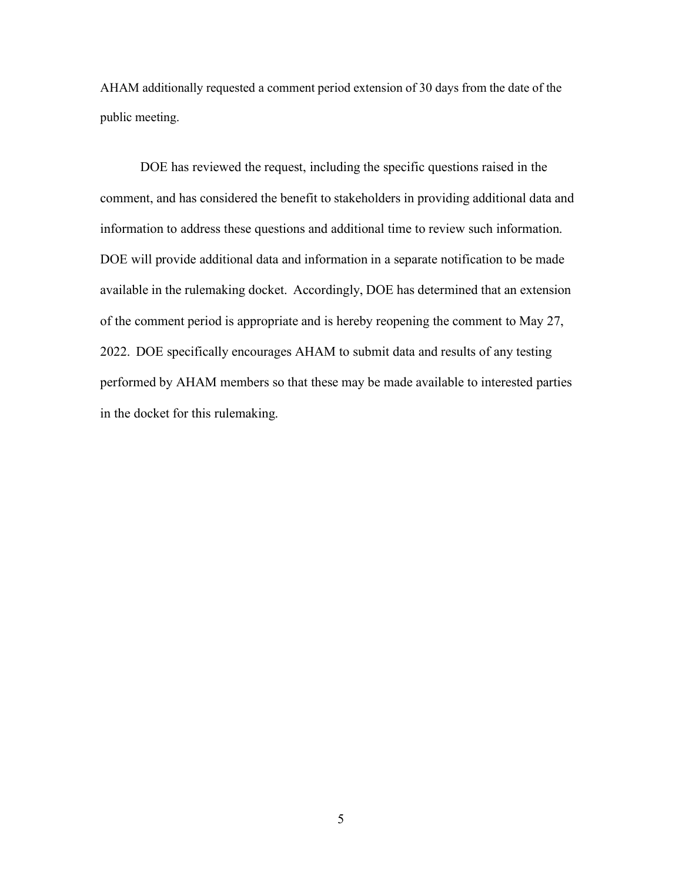AHAM additionally requested a comment period extension of 30 days from the date of the public meeting.

DOE has reviewed the request, including the specific questions raised in the comment, and has considered the benefit to stakeholders in providing additional data and information to address these questions and additional time to review such information. DOE will provide additional data and information in a separate notification to be made available in the rulemaking docket. Accordingly, DOE has determined that an extension of the comment period is appropriate and is hereby reopening the comment to May 27, 2022. DOE specifically encourages AHAM to submit data and results of any testing performed by AHAM members so that these may be made available to interested parties in the docket for this rulemaking.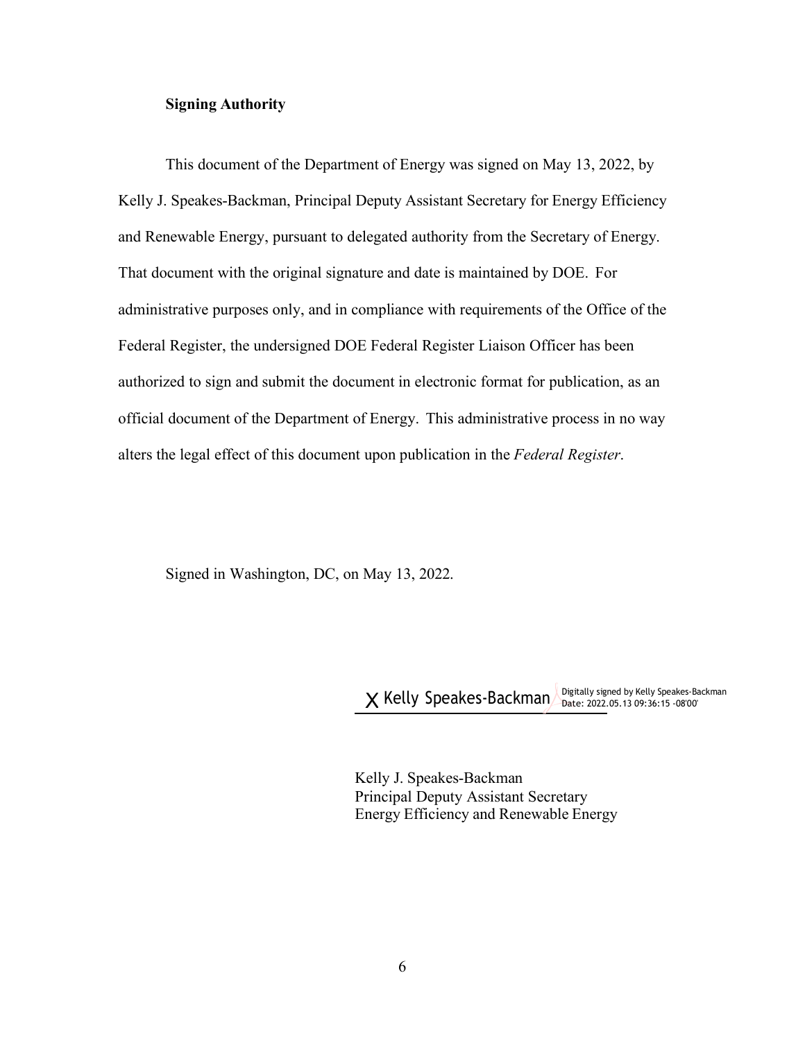**Signing Authority**

This document of the Department of Energy was signed on May 13, 2022, by Kelly J. Speakes-Backman, Principal Deputy Assistant Secretary for Energy Efficiency and Renewable Energy, pursuant to delegated authority from the Secretary of Energy. That document with the original signature and date is maintained by DOE. For administrative purposes only, and in compliance with requirements of the Office of the Federal Register, the undersigned DOE Federal Register Liaison Officer has been authorized to sign and submit the document in electronic format for publication, as an official document of the Department of Energy. This administrative process in no way alters the legal effect of this document upon publication in the *Federal Register*.

Signed in Washington, DC, on May 13, 2022.

X Kelly Speakes-Backman Digitally signed by Kelly Speakes-Backman Date: 2022.05.13 09:36:15 -08'00'

Kelly J. Speakes-Backman
Principal Deputy Assistant Secretary
Energy Efficiency and Renewable Energy